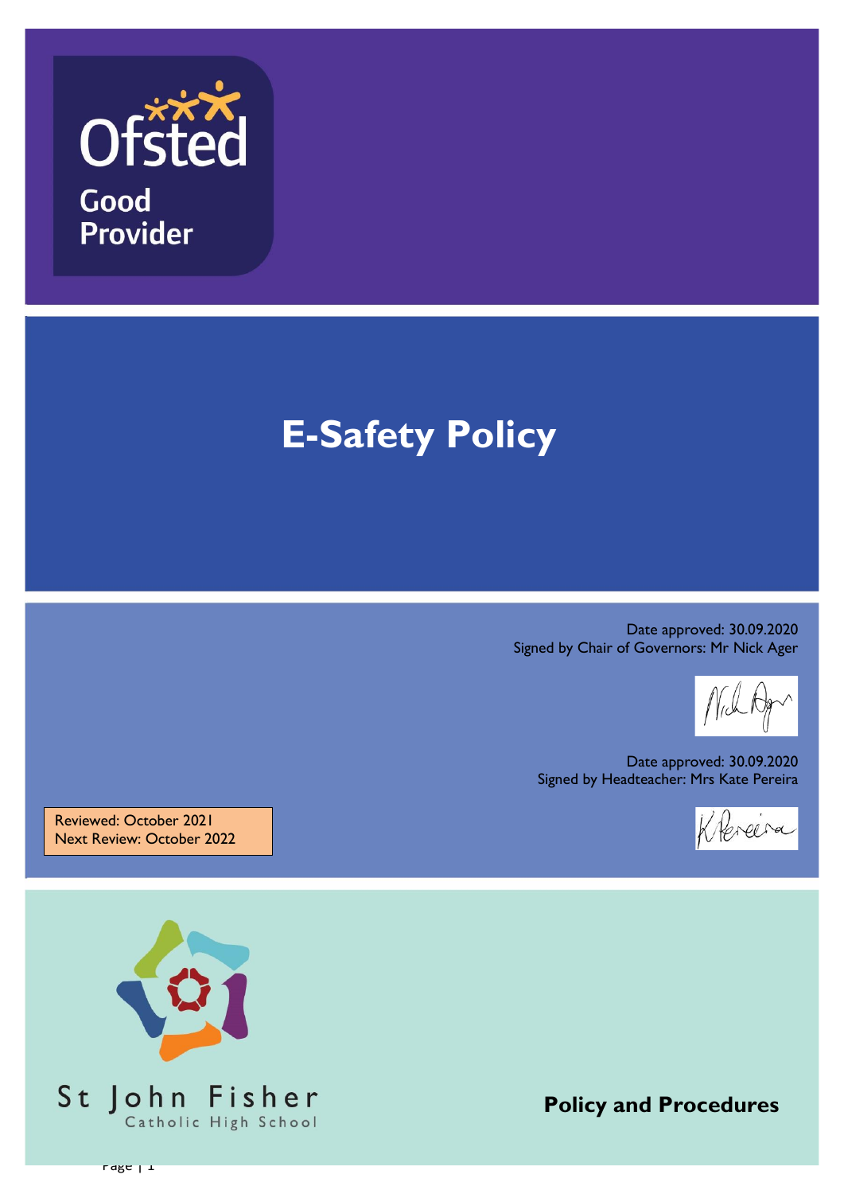Ofsted

Good Provider

# E-Safety Policy

Date approved: 30.09.2020
Signed by Chair of Governors: Mr Nick Ager

Date approved: 30.09.2020
Signed by Headteacher: Mrs Kate Pereira

Reviewed: October 2021
Next Review: October 2022

St John Fisher
Catholic High School

**Policy and Procedures**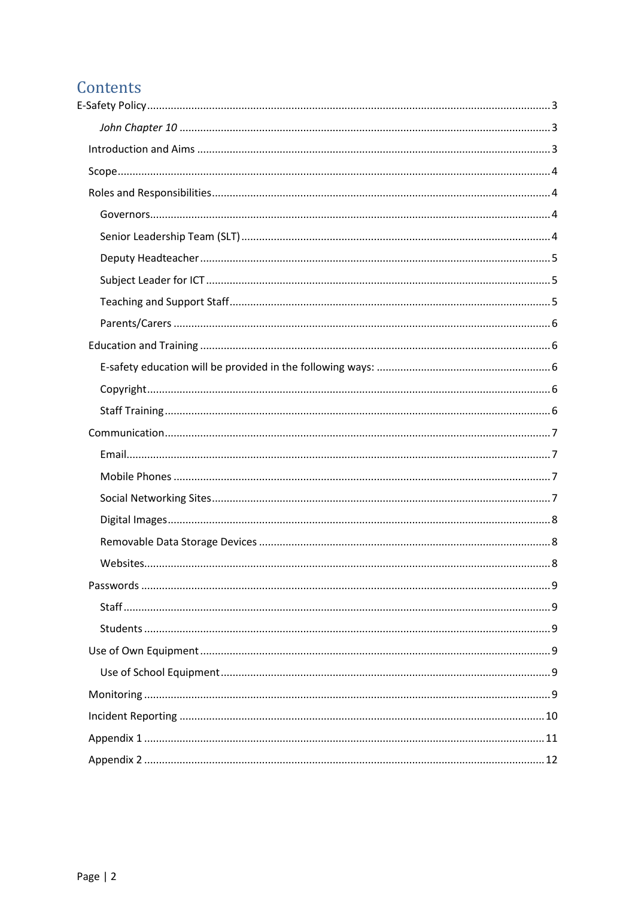# Contents

- E-Safety Policy ... 3
    - *John Chapter 10* ... 3
  - Introduction and Aims ... 3
  - Scope ... 4
  - Roles and Responsibilities ... 4
    - Governors ... 4
    - Senior Leadership Team (SLT) ... 4
    - Deputy Headteacher ... 5
    - Subject Leader for ICT ... 5
    - Teaching and Support Staff ... 5
    - Parents/Carers ... 6
  - Education and Training ... 6
    - E-safety education will be provided in the following ways: ... 6
    - Copyright ... 6
    - Staff Training ... 6
  - Communication ... 7
    - Email ... 7
    - Mobile Phones ... 7
    - Social Networking Sites ... 7
    - Digital Images ... 8
    - Removable Data Storage Devices ... 8
    - Websites ... 8
  - Passwords ... 9
    - Staff ... 9
    - Students ... 9
  - Use of Own Equipment ... 9
    - Use of School Equipment ... 9
  - Monitoring ... 9
  - Incident Reporting ... 10
  - Appendix 1 ... 11
  - Appendix 2 ... 12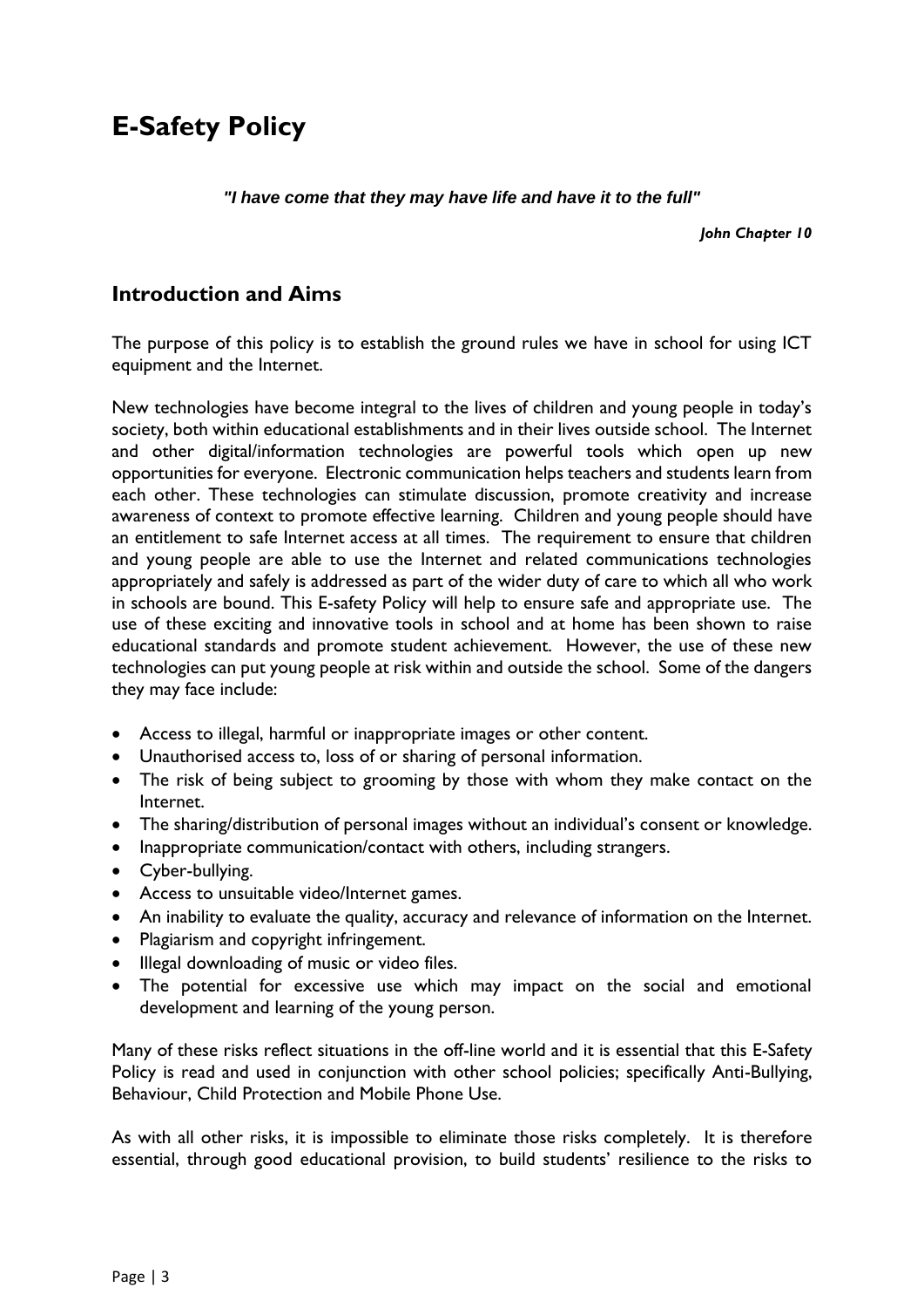# E-Safety Policy

***"I have come that they may have life and have it to the full"***

***John Chapter 10***

## Introduction and Aims

The purpose of this policy is to establish the ground rules we have in school for using ICT equipment and the Internet.

New technologies have become integral to the lives of children and young people in today's society, both within educational establishments and in their lives outside school. The Internet and other digital/information technologies are powerful tools which open up new opportunities for everyone. Electronic communication helps teachers and students learn from each other. These technologies can stimulate discussion, promote creativity and increase awareness of context to promote effective learning. Children and young people should have an entitlement to safe Internet access at all times. The requirement to ensure that children and young people are able to use the Internet and related communications technologies appropriately and safely is addressed as part of the wider duty of care to which all who work in schools are bound. This E-safety Policy will help to ensure safe and appropriate use. The use of these exciting and innovative tools in school and at home has been shown to raise educational standards and promote student achievement. However, the use of these new technologies can put young people at risk within and outside the school. Some of the dangers they may face include:

- Access to illegal, harmful or inappropriate images or other content.
- Unauthorised access to, loss of or sharing of personal information.
- The risk of being subject to grooming by those with whom they make contact on the Internet.
- The sharing/distribution of personal images without an individual's consent or knowledge.
- Inappropriate communication/contact with others, including strangers.
- Cyber-bullying.
- Access to unsuitable video/Internet games.
- An inability to evaluate the quality, accuracy and relevance of information on the Internet.
- Plagiarism and copyright infringement.
- Illegal downloading of music or video files.
- The potential for excessive use which may impact on the social and emotional development and learning of the young person.

Many of these risks reflect situations in the off-line world and it is essential that this E-Safety Policy is read and used in conjunction with other school policies; specifically Anti-Bullying, Behaviour, Child Protection and Mobile Phone Use.

As with all other risks, it is impossible to eliminate those risks completely. It is therefore essential, through good educational provision, to build students' resilience to the risks to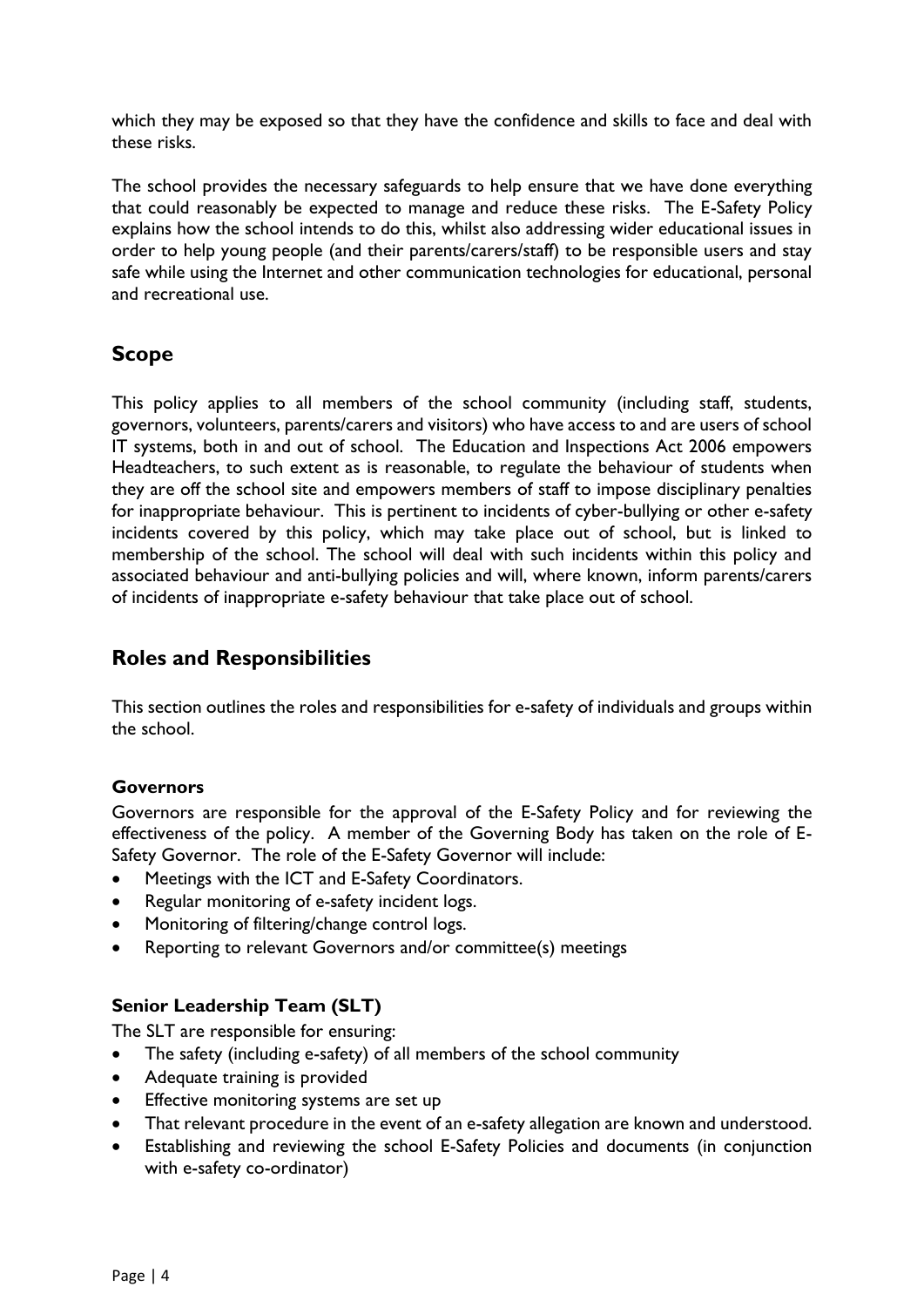which they may be exposed so that they have the confidence and skills to face and deal with these risks.

The school provides the necessary safeguards to help ensure that we have done everything that could reasonably be expected to manage and reduce these risks. The E-Safety Policy explains how the school intends to do this, whilst also addressing wider educational issues in order to help young people (and their parents/carers/staff) to be responsible users and stay safe while using the Internet and other communication technologies for educational, personal and recreational use.

## Scope

This policy applies to all members of the school community (including staff, students, governors, volunteers, parents/carers and visitors) who have access to and are users of school IT systems, both in and out of school. The Education and Inspections Act 2006 empowers Headteachers, to such extent as is reasonable, to regulate the behaviour of students when they are off the school site and empowers members of staff to impose disciplinary penalties for inappropriate behaviour. This is pertinent to incidents of cyber-bullying or other e-safety incidents covered by this policy, which may take place out of school, but is linked to membership of the school. The school will deal with such incidents within this policy and associated behaviour and anti-bullying policies and will, where known, inform parents/carers of incidents of inappropriate e-safety behaviour that take place out of school.

## Roles and Responsibilities

This section outlines the roles and responsibilities for e-safety of individuals and groups within the school.

### Governors

Governors are responsible for the approval of the E-Safety Policy and for reviewing the effectiveness of the policy. A member of the Governing Body has taken on the role of E-Safety Governor. The role of the E-Safety Governor will include:

- Meetings with the ICT and E-Safety Coordinators.
- Regular monitoring of e-safety incident logs.
- Monitoring of filtering/change control logs.
- Reporting to relevant Governors and/or committee(s) meetings

### Senior Leadership Team (SLT)

The SLT are responsible for ensuring:

- The safety (including e-safety) of all members of the school community
- Adequate training is provided
- Effective monitoring systems are set up
- That relevant procedure in the event of an e-safety allegation are known and understood.
- Establishing and reviewing the school E-Safety Policies and documents (in conjunction with e-safety co-ordinator)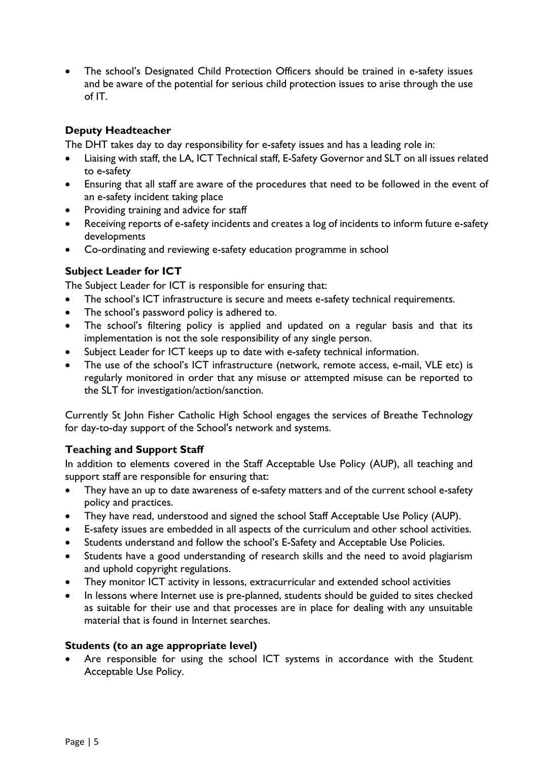- The school's Designated Child Protection Officers should be trained in e-safety issues and be aware of the potential for serious child protection issues to arise through the use of IT.

### Deputy Headteacher

The DHT takes day to day responsibility for e-safety issues and has a leading role in:

- Liaising with staff, the LA, ICT Technical staff, E-Safety Governor and SLT on all issues related to e-safety
- Ensuring that all staff are aware of the procedures that need to be followed in the event of an e-safety incident taking place
- Providing training and advice for staff
- Receiving reports of e-safety incidents and creates a log of incidents to inform future e-safety developments
- Co-ordinating and reviewing e-safety education programme in school

### Subject Leader for ICT

The Subject Leader for ICT is responsible for ensuring that:

- The school's ICT infrastructure is secure and meets e-safety technical requirements.
- The school's password policy is adhered to.
- The school's filtering policy is applied and updated on a regular basis and that its implementation is not the sole responsibility of any single person.
- Subject Leader for ICT keeps up to date with e-safety technical information.
- The use of the school's ICT infrastructure (network, remote access, e-mail, VLE etc) is regularly monitored in order that any misuse or attempted misuse can be reported to the SLT for investigation/action/sanction.

Currently St John Fisher Catholic High School engages the services of Breathe Technology for day-to-day support of the School's network and systems.

### Teaching and Support Staff

In addition to elements covered in the Staff Acceptable Use Policy (AUP), all teaching and support staff are responsible for ensuring that:

- They have an up to date awareness of e-safety matters and of the current school e-safety policy and practices.
- They have read, understood and signed the school Staff Acceptable Use Policy (AUP).
- E-safety issues are embedded in all aspects of the curriculum and other school activities.
- Students understand and follow the school's E-Safety and Acceptable Use Policies.
- Students have a good understanding of research skills and the need to avoid plagiarism and uphold copyright regulations.
- They monitor ICT activity in lessons, extracurricular and extended school activities
- In lessons where Internet use is pre-planned, students should be guided to sites checked as suitable for their use and that processes are in place for dealing with any unsuitable material that is found in Internet searches.

### Students (to an age appropriate level)

- Are responsible for using the school ICT systems in accordance with the Student Acceptable Use Policy.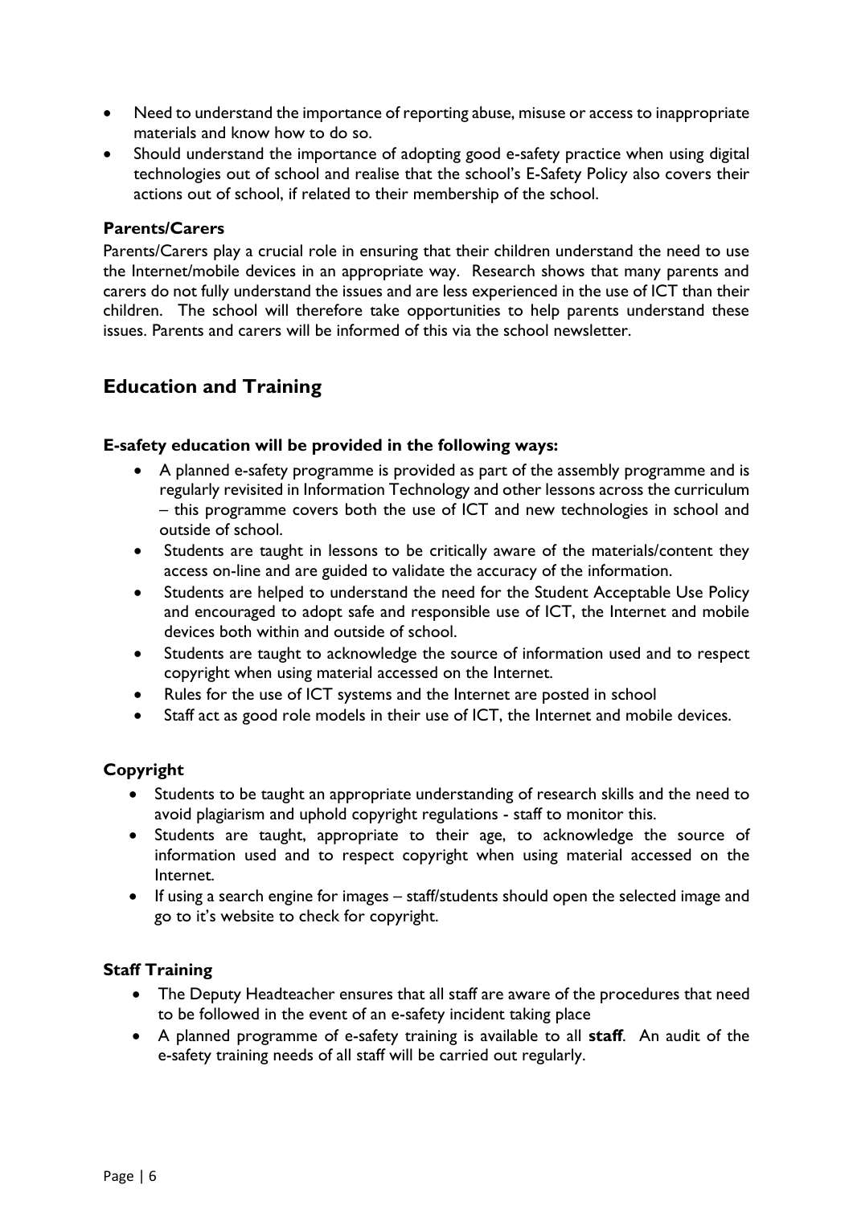- Need to understand the importance of reporting abuse, misuse or access to inappropriate materials and know how to do so.
- Should understand the importance of adopting good e-safety practice when using digital technologies out of school and realise that the school's E-Safety Policy also covers their actions out of school, if related to their membership of the school.

### Parents/Carers

Parents/Carers play a crucial role in ensuring that their children understand the need to use the Internet/mobile devices in an appropriate way. Research shows that many parents and carers do not fully understand the issues and are less experienced in the use of ICT than their children. The school will therefore take opportunities to help parents understand these issues. Parents and carers will be informed of this via the school newsletter.

## Education and Training

### E-safety education will be provided in the following ways:

- A planned e-safety programme is provided as part of the assembly programme and is regularly revisited in Information Technology and other lessons across the curriculum – this programme covers both the use of ICT and new technologies in school and outside of school.
- Students are taught in lessons to be critically aware of the materials/content they access on-line and are guided to validate the accuracy of the information.
- Students are helped to understand the need for the Student Acceptable Use Policy and encouraged to adopt safe and responsible use of ICT, the Internet and mobile devices both within and outside of school.
- Students are taught to acknowledge the source of information used and to respect copyright when using material accessed on the Internet.
- Rules for the use of ICT systems and the Internet are posted in school
- Staff act as good role models in their use of ICT, the Internet and mobile devices.

### Copyright

- Students to be taught an appropriate understanding of research skills and the need to avoid plagiarism and uphold copyright regulations - staff to monitor this.
- Students are taught, appropriate to their age, to acknowledge the source of information used and to respect copyright when using material accessed on the Internet.
- If using a search engine for images – staff/students should open the selected image and go to it's website to check for copyright.

### Staff Training

- The Deputy Headteacher ensures that all staff are aware of the procedures that need to be followed in the event of an e-safety incident taking place
- A planned programme of e-safety training is available to all **staff**. An audit of the e-safety training needs of all staff will be carried out regularly.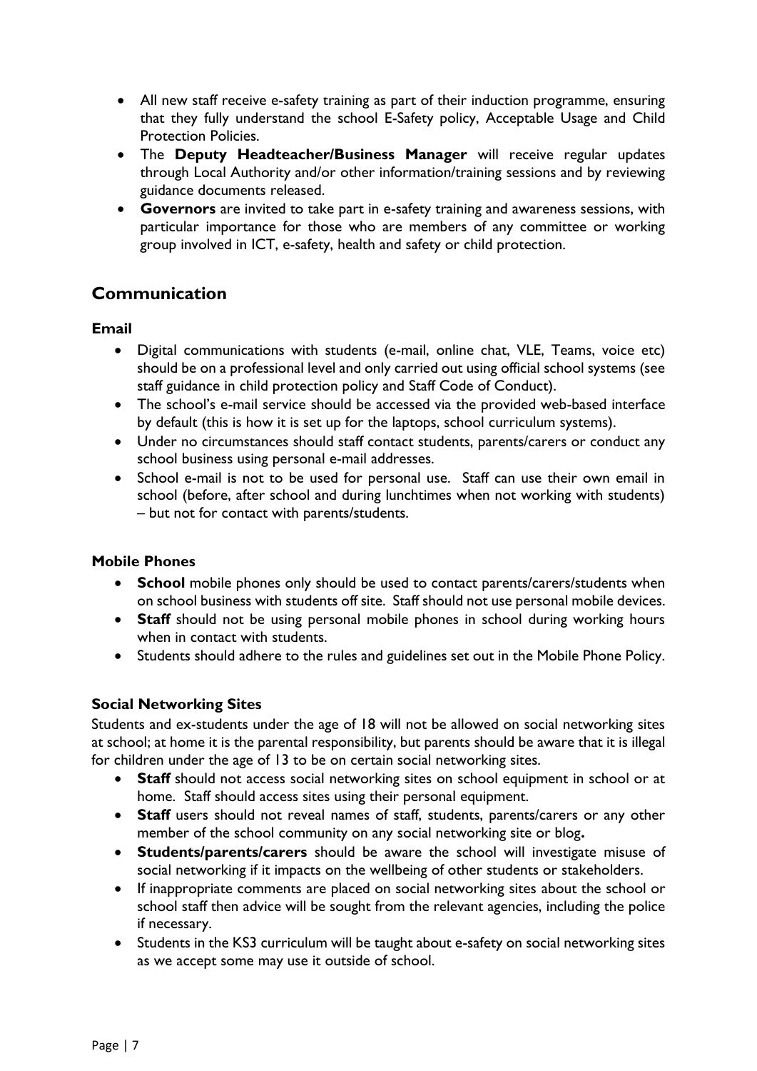- All new staff receive e-safety training as part of their induction programme, ensuring that they fully understand the school E-Safety policy, Acceptable Usage and Child Protection Policies.
- The **Deputy Headteacher/Business Manager** will receive regular updates through Local Authority and/or other information/training sessions and by reviewing guidance documents released.
- **Governors** are invited to take part in e-safety training and awareness sessions, with particular importance for those who are members of any committee or working group involved in ICT, e-safety, health and safety or child protection.

## Communication

### Email

- Digital communications with students (e-mail, online chat, VLE, Teams, voice etc) should be on a professional level and only carried out using official school systems (see staff guidance in child protection policy and Staff Code of Conduct).
- The school's e-mail service should be accessed via the provided web-based interface by default (this is how it is set up for the laptops, school curriculum systems).
- Under no circumstances should staff contact students, parents/carers or conduct any school business using personal e-mail addresses.
- School e-mail is not to be used for personal use. Staff can use their own email in school (before, after school and during lunchtimes when not working with students) – but not for contact with parents/students.

### Mobile Phones

- **School** mobile phones only should be used to contact parents/carers/students when on school business with students off site. Staff should not use personal mobile devices.
- **Staff** should not be using personal mobile phones in school during working hours when in contact with students.
- Students should adhere to the rules and guidelines set out in the Mobile Phone Policy.

### Social Networking Sites

Students and ex-students under the age of 18 will not be allowed on social networking sites at school; at home it is the parental responsibility, but parents should be aware that it is illegal for children under the age of 13 to be on certain social networking sites.

- **Staff** should not access social networking sites on school equipment in school or at home. Staff should access sites using their personal equipment.
- **Staff** users should not reveal names of staff, students, parents/carers or any other member of the school community on any social networking site or blog**.**
- **Students/parents/carers** should be aware the school will investigate misuse of social networking if it impacts on the wellbeing of other students or stakeholders.
- If inappropriate comments are placed on social networking sites about the school or school staff then advice will be sought from the relevant agencies, including the police if necessary.
- Students in the KS3 curriculum will be taught about e-safety on social networking sites as we accept some may use it outside of school.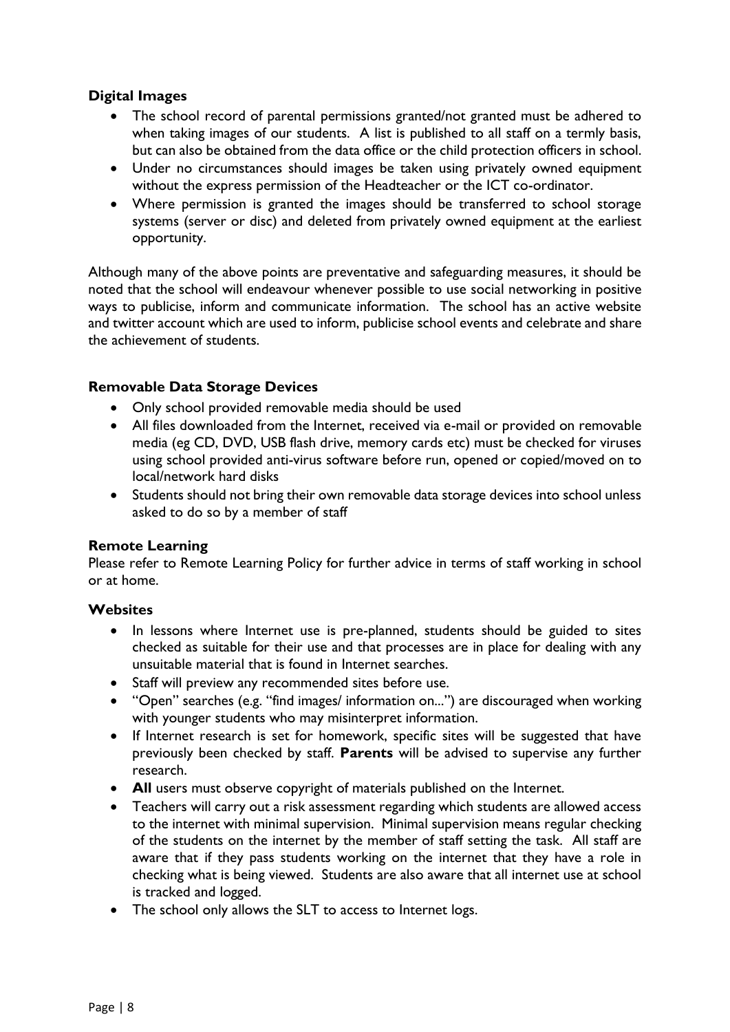### Digital Images

- The school record of parental permissions granted/not granted must be adhered to when taking images of our students. A list is published to all staff on a termly basis, but can also be obtained from the data office or the child protection officers in school.
- Under no circumstances should images be taken using privately owned equipment without the express permission of the Headteacher or the ICT co-ordinator.
- Where permission is granted the images should be transferred to school storage systems (server or disc) and deleted from privately owned equipment at the earliest opportunity.

Although many of the above points are preventative and safeguarding measures, it should be noted that the school will endeavour whenever possible to use social networking in positive ways to publicise, inform and communicate information. The school has an active website and twitter account which are used to inform, publicise school events and celebrate and share the achievement of students.

### Removable Data Storage Devices

- Only school provided removable media should be used
- All files downloaded from the Internet, received via e-mail or provided on removable media (eg CD, DVD, USB flash drive, memory cards etc) must be checked for viruses using school provided anti-virus software before run, opened or copied/moved on to local/network hard disks
- Students should not bring their own removable data storage devices into school unless asked to do so by a member of staff

### Remote Learning

Please refer to Remote Learning Policy for further advice in terms of staff working in school or at home.

### Websites

- In lessons where Internet use is pre-planned, students should be guided to sites checked as suitable for their use and that processes are in place for dealing with any unsuitable material that is found in Internet searches.
- Staff will preview any recommended sites before use.
- "Open" searches (e.g. "find images/ information on...") are discouraged when working with younger students who may misinterpret information.
- If Internet research is set for homework, specific sites will be suggested that have previously been checked by staff. **Parents** will be advised to supervise any further research.
- **All** users must observe copyright of materials published on the Internet.
- Teachers will carry out a risk assessment regarding which students are allowed access to the internet with minimal supervision. Minimal supervision means regular checking of the students on the internet by the member of staff setting the task. All staff are aware that if they pass students working on the internet that they have a role in checking what is being viewed. Students are also aware that all internet use at school is tracked and logged.
- The school only allows the SLT to access to Internet logs.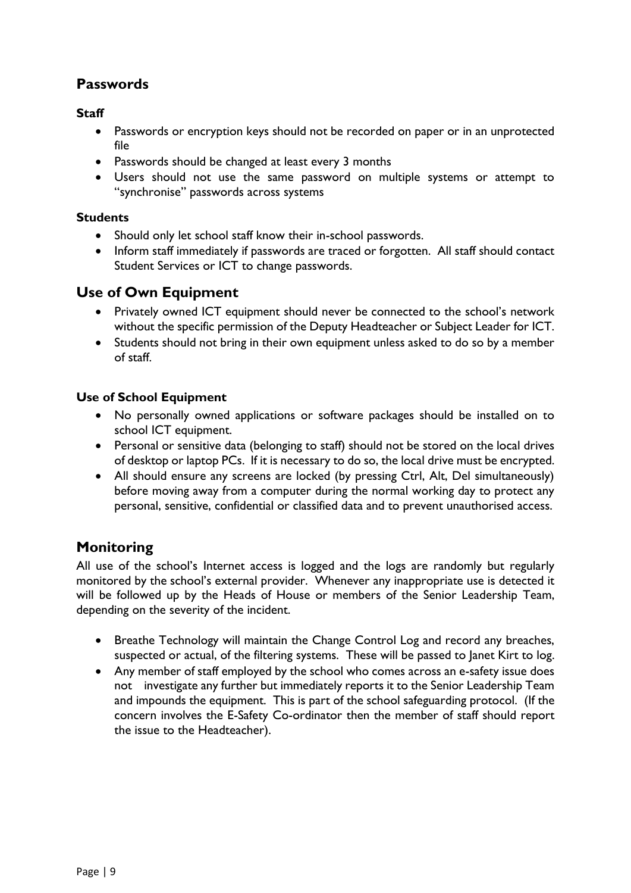## Passwords

### Staff

- Passwords or encryption keys should not be recorded on paper or in an unprotected file
- Passwords should be changed at least every 3 months
- Users should not use the same password on multiple systems or attempt to "synchronise" passwords across systems

### Students

- Should only let school staff know their in-school passwords.
- Inform staff immediately if passwords are traced or forgotten. All staff should contact Student Services or ICT to change passwords.

## Use of Own Equipment

- Privately owned ICT equipment should never be connected to the school's network without the specific permission of the Deputy Headteacher or Subject Leader for ICT.
- Students should not bring in their own equipment unless asked to do so by a member of staff.

### Use of School Equipment

- No personally owned applications or software packages should be installed on to school ICT equipment.
- Personal or sensitive data (belonging to staff) should not be stored on the local drives of desktop or laptop PCs. If it is necessary to do so, the local drive must be encrypted.
- All should ensure any screens are locked (by pressing Ctrl, Alt, Del simultaneously) before moving away from a computer during the normal working day to protect any personal, sensitive, confidential or classified data and to prevent unauthorised access.

## Monitoring

All use of the school's Internet access is logged and the logs are randomly but regularly monitored by the school's external provider. Whenever any inappropriate use is detected it will be followed up by the Heads of House or members of the Senior Leadership Team, depending on the severity of the incident.

- Breathe Technology will maintain the Change Control Log and record any breaches, suspected or actual, of the filtering systems. These will be passed to Janet Kirt to log.
- Any member of staff employed by the school who comes across an e-safety issue does not investigate any further but immediately reports it to the Senior Leadership Team and impounds the equipment. This is part of the school safeguarding protocol. (If the concern involves the E-Safety Co-ordinator then the member of staff should report the issue to the Headteacher).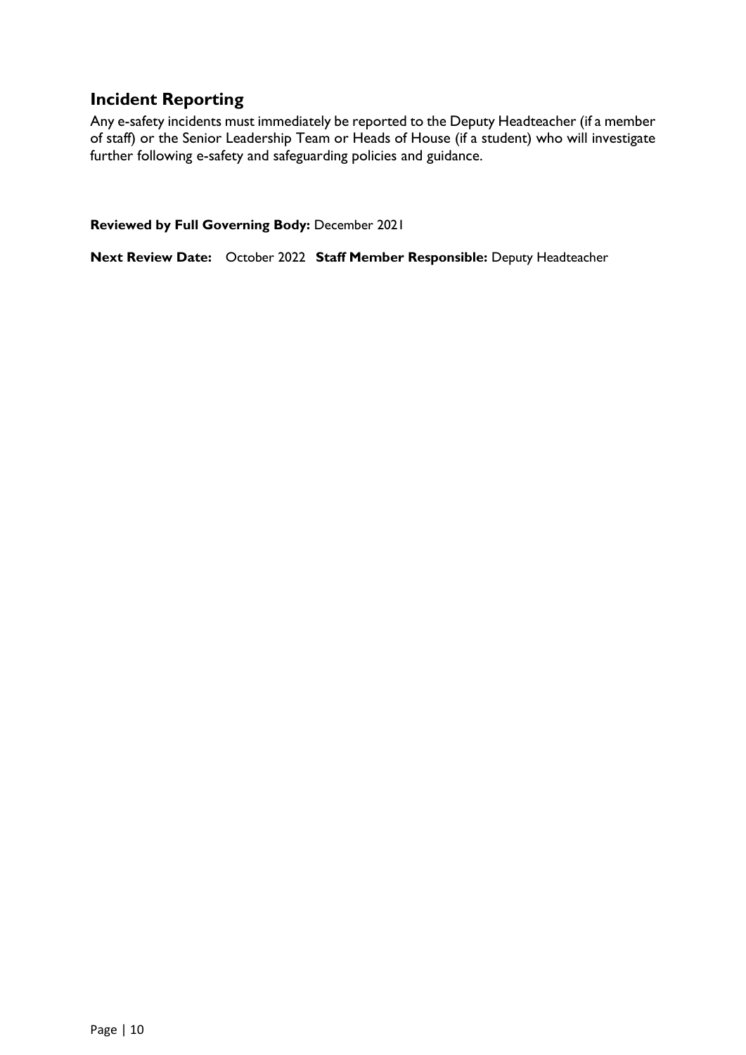## Incident Reporting

Any e-safety incidents must immediately be reported to the Deputy Headteacher (if a member of staff) or the Senior Leadership Team or Heads of House (if a student) who will investigate further following e-safety and safeguarding policies and guidance.

**Reviewed by Full Governing Body:** December 2021

**Next Review Date:** October 2022 **Staff Member Responsible:** Deputy Headteacher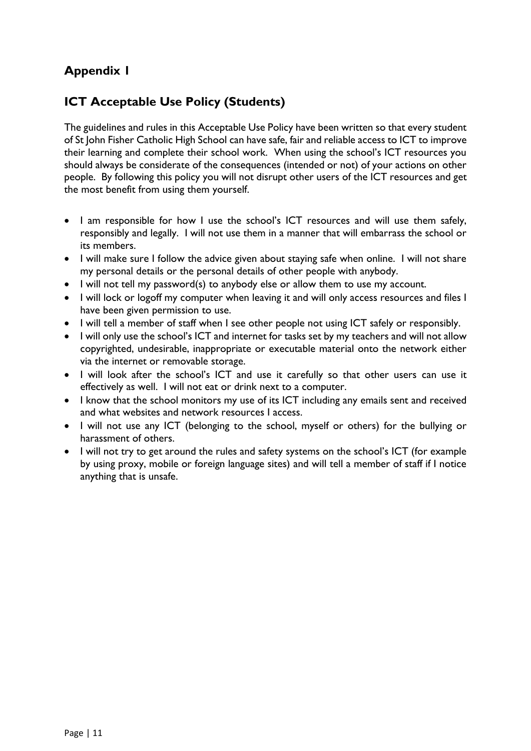## Appendix 1

## ICT Acceptable Use Policy (Students)

The guidelines and rules in this Acceptable Use Policy have been written so that every student of St John Fisher Catholic High School can have safe, fair and reliable access to ICT to improve their learning and complete their school work. When using the school's ICT resources you should always be considerate of the consequences (intended or not) of your actions on other people. By following this policy you will not disrupt other users of the ICT resources and get the most benefit from using them yourself.

- I am responsible for how I use the school's ICT resources and will use them safely, responsibly and legally. I will not use them in a manner that will embarrass the school or its members.
- I will make sure I follow the advice given about staying safe when online. I will not share my personal details or the personal details of other people with anybody.
- I will not tell my password(s) to anybody else or allow them to use my account.
- I will lock or logoff my computer when leaving it and will only access resources and files I have been given permission to use.
- I will tell a member of staff when I see other people not using ICT safely or responsibly.
- I will only use the school's ICT and internet for tasks set by my teachers and will not allow copyrighted, undesirable, inappropriate or executable material onto the network either via the internet or removable storage.
- I will look after the school's ICT and use it carefully so that other users can use it effectively as well. I will not eat or drink next to a computer.
- I know that the school monitors my use of its ICT including any emails sent and received and what websites and network resources I access.
- I will not use any ICT (belonging to the school, myself or others) for the bullying or harassment of others.
- I will not try to get around the rules and safety systems on the school's ICT (for example by using proxy, mobile or foreign language sites) and will tell a member of staff if I notice anything that is unsafe.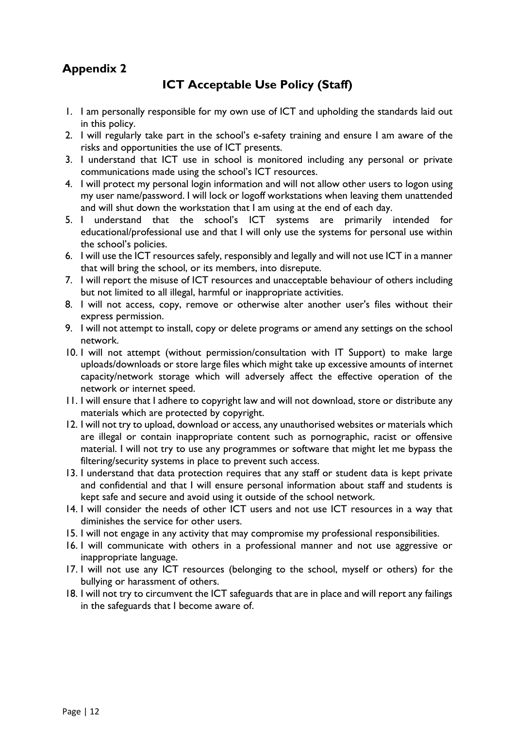## Appendix 2

# ICT Acceptable Use Policy (Staff)

1. I am personally responsible for my own use of ICT and upholding the standards laid out in this policy.
2. I will regularly take part in the school's e-safety training and ensure I am aware of the risks and opportunities the use of ICT presents.
3. I understand that ICT use in school is monitored including any personal or private communications made using the school's ICT resources.
4. I will protect my personal login information and will not allow other users to logon using my user name/password. I will lock or logoff workstations when leaving them unattended and will shut down the workstation that I am using at the end of each day.
5. I understand that the school's ICT systems are primarily intended for educational/professional use and that I will only use the systems for personal use within the school's policies.
6. I will use the ICT resources safely, responsibly and legally and will not use ICT in a manner that will bring the school, or its members, into disrepute.
7. I will report the misuse of ICT resources and unacceptable behaviour of others including but not limited to all illegal, harmful or inappropriate activities.
8. I will not access, copy, remove or otherwise alter another user's files without their express permission.
9. I will not attempt to install, copy or delete programs or amend any settings on the school network.
10. I will not attempt (without permission/consultation with IT Support) to make large uploads/downloads or store large files which might take up excessive amounts of internet capacity/network storage which will adversely affect the effective operation of the network or internet speed.
11. I will ensure that I adhere to copyright law and will not download, store or distribute any materials which are protected by copyright.
12. I will not try to upload, download or access, any unauthorised websites or materials which are illegal or contain inappropriate content such as pornographic, racist or offensive material. I will not try to use any programmes or software that might let me bypass the filtering/security systems in place to prevent such access.
13. I understand that data protection requires that any staff or student data is kept private and confidential and that I will ensure personal information about staff and students is kept safe and secure and avoid using it outside of the school network.
14. I will consider the needs of other ICT users and not use ICT resources in a way that diminishes the service for other users.
15. I will not engage in any activity that may compromise my professional responsibilities.
16. I will communicate with others in a professional manner and not use aggressive or inappropriate language.
17. I will not use any ICT resources (belonging to the school, myself or others) for the bullying or harassment of others.
18. I will not try to circumvent the ICT safeguards that are in place and will report any failings in the safeguards that I become aware of.